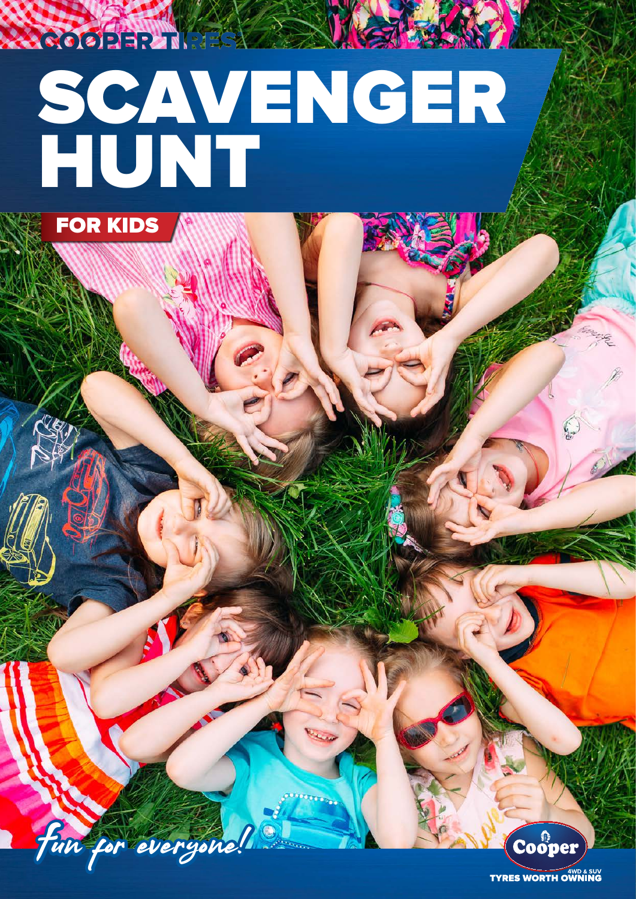COOPER TIRES

# SCAVENGER HUNT

## FOR KIDS

*Fun for everyone!*

Cooper

4WD & SUV

TYRES WORTH OWNING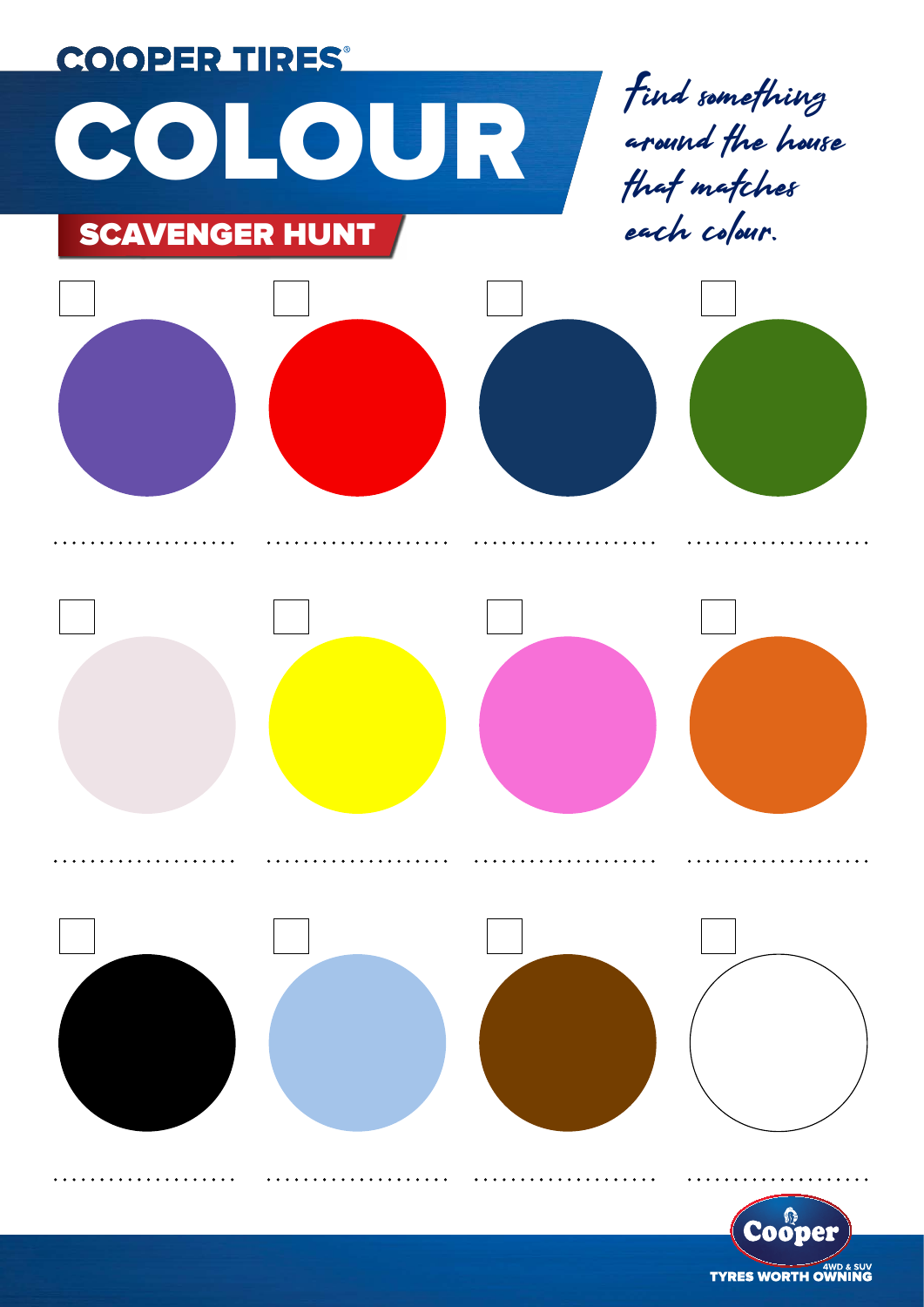COOPER TIRES®

# COLOUR

## SCAVENGER HUNT

*Find something around the house that matches each colour.*

Cooper

4WD & SUV

TYRES WORTH OWNING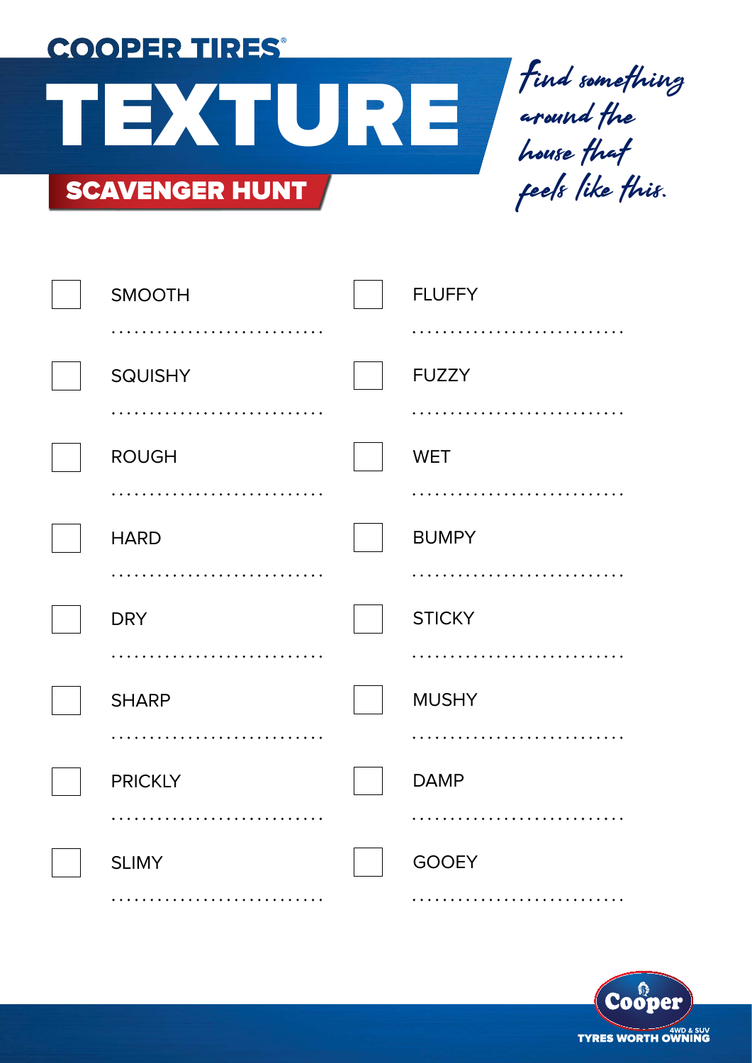COOPER TIRES®

# TEXTURE

## SCAVENGER HUNT

*Find something around the house that feels like this.*

- [ ] SMOOTH ............................
- [ ] FLUFFY ............................
- [ ] SQUISHY ............................
- [ ] FUZZY ............................
- [ ] ROUGH ............................
- [ ] WET ............................
- [ ] HARD ............................
- [ ] BUMPY ............................
- [ ] DRY ............................
- [ ] STICKY ............................
- [ ] SHARP ............................
- [ ] MUSHY ............................
- [ ] PRICKLY ............................
- [ ] DAMP ............................
- [ ] SLIMY ............................
- [ ] GOOEY ............................

Cooper 4WD & SUV
TYRES WORTH OWNING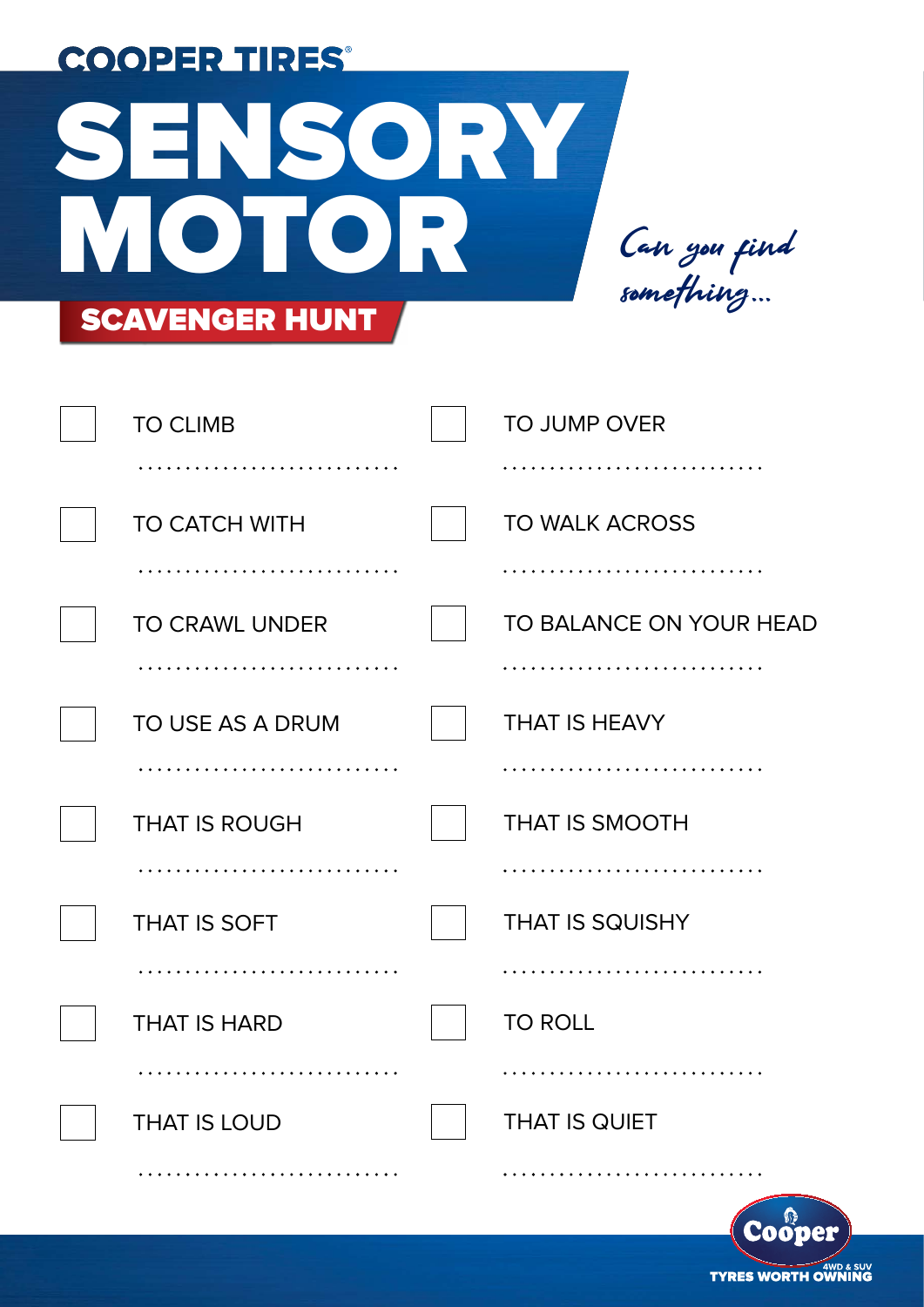COOPER TIRES®

# SENSORY MOTOR

## SCAVENGER HUNT

*Can you find something...*

- [ ] TO CLIMB ............................
- [ ] TO JUMP OVER ............................
- [ ] TO CATCH WITH ............................
- [ ] TO WALK ACROSS ............................
- [ ] TO CRAWL UNDER ............................
- [ ] TO BALANCE ON YOUR HEAD ............................
- [ ] TO USE AS A DRUM ............................
- [ ] THAT IS HEAVY ............................
- [ ] THAT IS ROUGH ............................
- [ ] THAT IS SMOOTH ............................
- [ ] THAT IS SOFT ............................
- [ ] THAT IS SQUISHY ............................
- [ ] THAT IS HARD ............................
- [ ] TO ROLL ............................
- [ ] THAT IS LOUD ............................
- [ ] THAT IS QUIET ............................

Cooper 4WD & SUV TYRES WORTH OWNING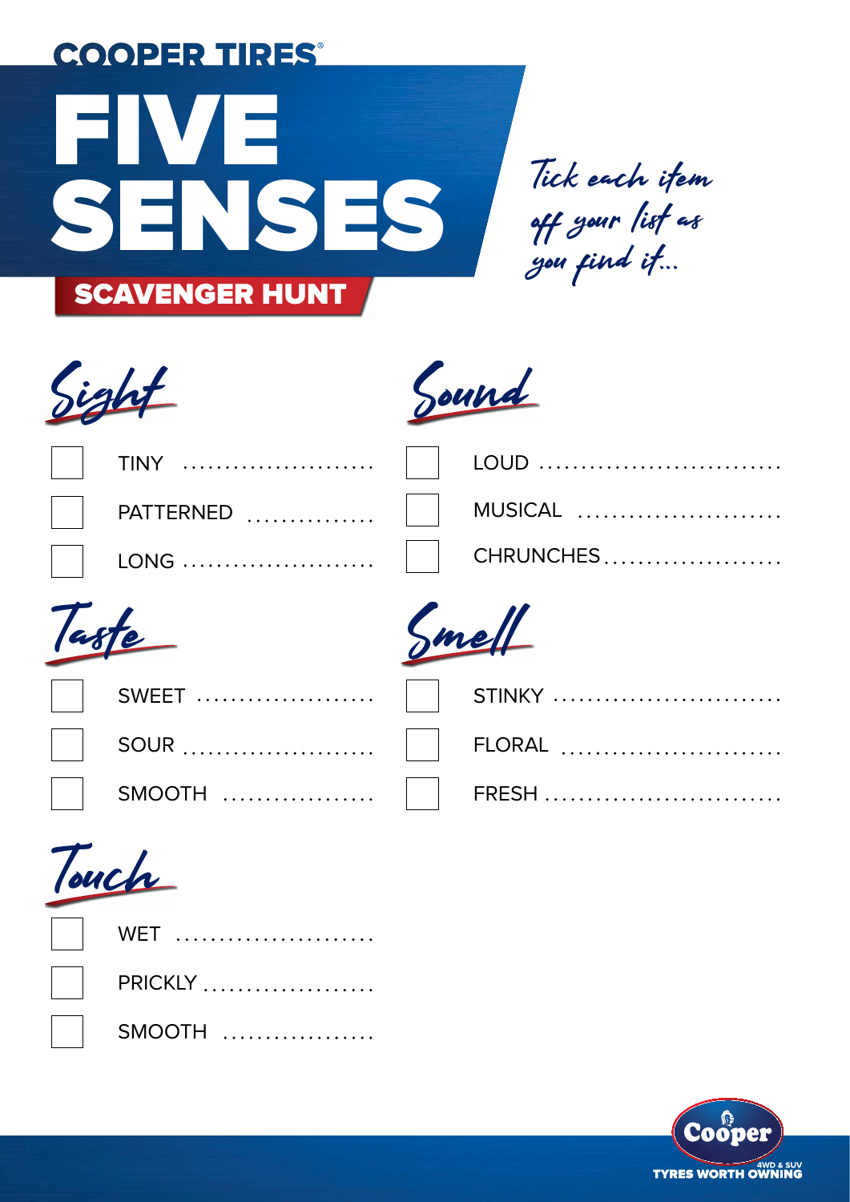COOPER TIRES®

# FIVE SENSES

## SCAVENGER HUNT

*Tick each item off your list as you find it...*

### Sight

- [ ] TINY ......................
- [ ] PATTERNED ...............
- [ ] LONG ......................

### Sound

- [ ] LOUD ............................
- [ ] MUSICAL ........................
- [ ] CHRUNCHES....................

### Taste

- [ ] SWEET ....................
- [ ] SOUR ......................
- [ ] SMOOTH .................

### Smell

- [ ] STINKY ..........................
- [ ] FLORAL .........................
- [ ] FRESH ...........................

### Touch

- [ ] WET ......................
- [ ] PRICKLY ...................
- [ ] SMOOTH .................

Cooper 4WD & SUV TYRES WORTH OWNING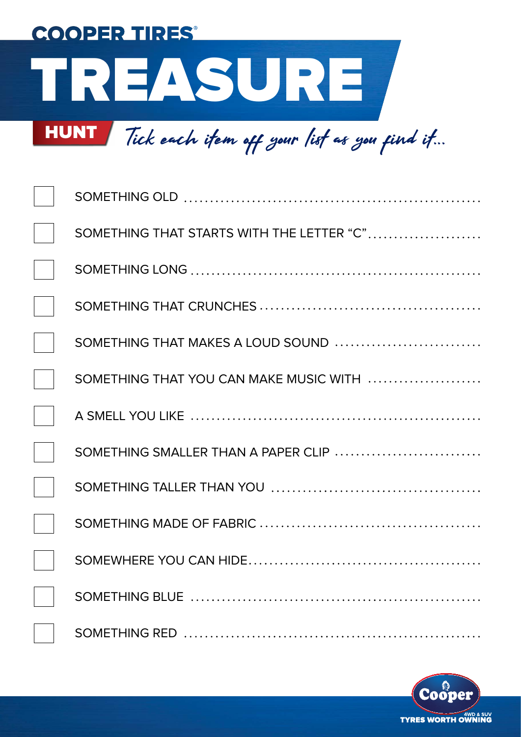COOPER TIRES®

# TREASURE HUNT

*Tick each item off your list as you find it...*

- [ ] SOMETHING OLD
- [ ] SOMETHING THAT STARTS WITH THE LETTER "C"
- [ ] SOMETHING LONG
- [ ] SOMETHING THAT CRUNCHES
- [ ] SOMETHING THAT MAKES A LOUD SOUND
- [ ] SOMETHING THAT YOU CAN MAKE MUSIC WITH
- [ ] A SMELL YOU LIKE
- [ ] SOMETHING SMALLER THAN A PAPER CLIP
- [ ] SOMETHING TALLER THAN YOU
- [ ] SOMETHING MADE OF FABRIC
- [ ] SOMEWHERE YOU CAN HIDE
- [ ] SOMETHING BLUE
- [ ] SOMETHING RED

Cooper 4WD & SUV TYRES WORTH OWNING